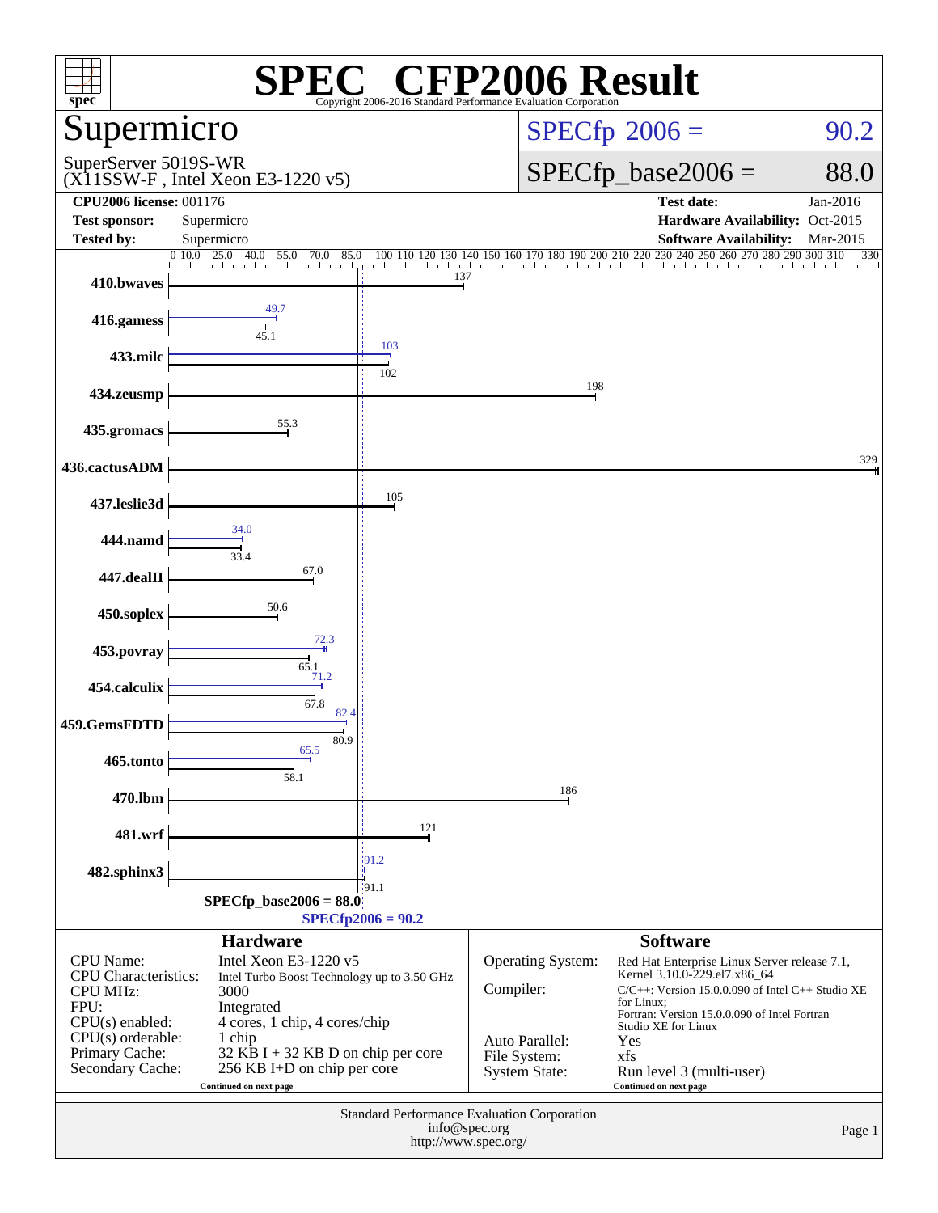# SPEC® CFP2006 Result

Copyright 2006-2016 Standard Performance Evaluation Corporation

## Supermicro

SuperServer 5019S-WR
(X11SSW-F , Intel Xeon E3-1220 v5)

SPECfp 2006 = 90.2

SPECfp_base2006 = 88.0

| | | | |
|---|---|---|---|
| **CPU2006 license:** 001176 | | **Test date:** | Jan-2016 |
| **Test sponsor:** | Supermicro | **Hardware Availability:** | Oct-2015 |
| **Tested by:** | Supermicro | **Software Availability:** | Mar-2015 |

| Benchmark | Peak | Base |
|---|---|---|
| 410.bwaves | | 137 |
| 416.gamess | 49.7 | 45.1 |
| 433.milc | 103 | 102 |
| 434.zeusmp | | 198 |
| 435.gromacs | | 55.3 |
| 436.cactusADM | | 329 |
| 437.leslie3d | | 105 |
| 444.namd | 34.0 | 33.4 |
| 447.dealII | | 67.0 |
| 450.soplex | | 50.6 |
| 453.povray | 72.3 | 65.1 |
| 454.calculix | 71.2 | 67.8 |
| 459.GemsFDTD | 82.4 | 80.9 |
| 465.tonto | 65.5 | 58.1 |
| 470.lbm | | 186 |
| 481.wrf | | 121 |
| 482.sphinx3 | 91.2 | 91.1 |

SPECfp_base2006 = 88.0

SPECfp2006 = 90.2

### Hardware

| | |
|---|---|
| CPU Name: | Intel Xeon E3-1220 v5 |
| CPU Characteristics: | Intel Turbo Boost Technology up to 3.50 GHz |
| CPU MHz: | 3000 |
| FPU: | Integrated |
| CPU(s) enabled: | 4 cores, 1 chip, 4 cores/chip |
| CPU(s) orderable: | 1 chip |
| Primary Cache: | 32 KB I + 32 KB D on chip per core |
| Secondary Cache: | 256 KB I+D on chip per core |

Continued on next page

### Software

| | |
|---|---|
| Operating System: | Red Hat Enterprise Linux Server release 7.1, Kernel 3.10.0-229.el7.x86_64 |
| Compiler: | C/C++: Version 15.0.0.090 of Intel C++ Studio XE for Linux; Fortran: Version 15.0.0.090 of Intel Fortran Studio XE for Linux |
| Auto Parallel: | Yes |
| File System: | xfs |
| System State: | Run level 3 (multi-user) |

Continued on next page

Standard Performance Evaluation Corporation
info@spec.org
http://www.spec.org/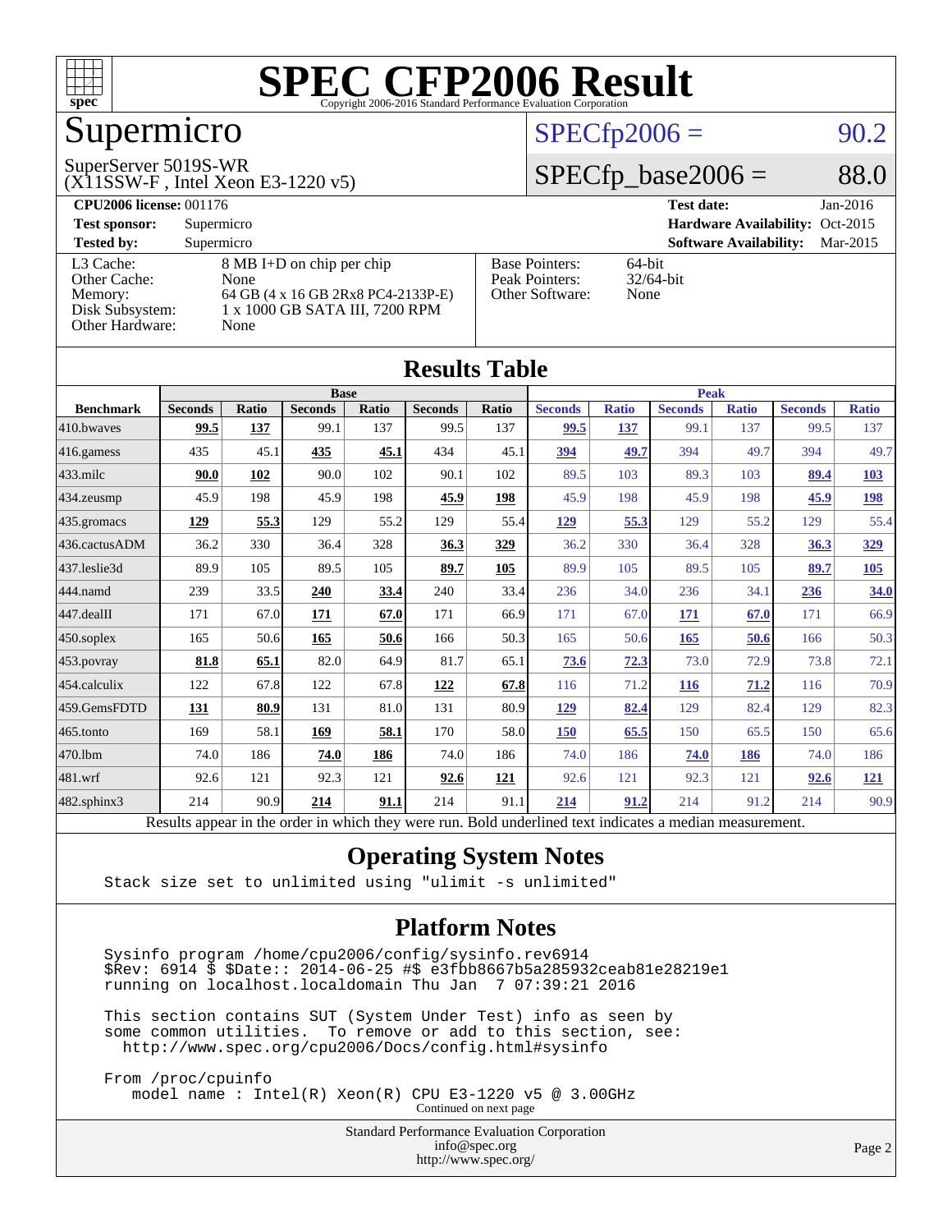# SPEC CFP2006 Result

Copyright 2006-2016 Standard Performance Evaluation Corporation

## Supermicro

SuperServer 5019S-WR
(X11SSW-F , Intel Xeon E3-1220 v5)

SPECfp2006 = 90.2

SPECfp_base2006 = 88.0

**CPU2006 license:** 001176
**Test sponsor:** Supermicro
**Tested by:** Supermicro

**Test date:** Jan-2016
**Hardware Availability:** Oct-2015
**Software Availability:** Mar-2015

| | |
|---|---|
| L3 Cache: | 8 MB I+D on chip per chip |
| Other Cache: | None |
| Memory: | 64 GB (4 x 16 GB 2Rx8 PC4-2133P-E) |
| Disk Subsystem: | 1 x 1000 GB SATA III, 7200 RPM |
| Other Hardware: | None |

| | |
|---|---|
| Base Pointers: | 64-bit |
| Peak Pointers: | 32/64-bit |
| Other Software: | None |

## Results Table

| | Base | | | | | | Peak | | | | | |
|---|---|---|---|---|---|---|---|---|---|---|---|---|
| **Benchmark** | **Seconds** | **Ratio** | **Seconds** | **Ratio** | **Seconds** | **Ratio** | **Seconds** | **Ratio** | **Seconds** | **Ratio** | **Seconds** | **Ratio** |
| 410.bwaves | **99.5** | **137** | 99.1 | 137 | 99.5 | 137 | **99.5** | **137** | 99.1 | 137 | 99.5 | 137 |
| 416.gamess | 435 | 45.1 | **435** | **45.1** | 434 | 45.1 | **394** | **49.7** | 394 | 49.7 | 394 | 49.7 |
| 433.milc | **90.0** | **102** | 90.0 | 102 | 90.1 | 102 | 89.5 | 103 | 89.3 | 103 | **89.4** | **103** |
| 434.zeusmp | 45.9 | 198 | 45.9 | 198 | **45.9** | **198** | 45.9 | 198 | 45.9 | 198 | **45.9** | **198** |
| 435.gromacs | **129** | **55.3** | 129 | 55.2 | 129 | 55.4 | **129** | **55.3** | 129 | 55.2 | 129 | 55.4 |
| 436.cactusADM | 36.2 | 330 | 36.4 | 328 | **36.3** | **329** | 36.2 | 330 | 36.4 | 328 | **36.3** | **329** |
| 437.leslie3d | 89.9 | 105 | 89.5 | 105 | **89.7** | **105** | 89.9 | 105 | 89.5 | 105 | **89.7** | **105** |
| 444.namd | 239 | 33.5 | **240** | **33.4** | 240 | 33.4 | 236 | 34.0 | 236 | 34.1 | **236** | **34.0** |
| 447.dealII | 171 | 67.0 | **171** | **67.0** | 171 | 66.9 | 171 | 67.0 | **171** | **67.0** | 171 | 66.9 |
| 450.soplex | 165 | 50.6 | **165** | **50.6** | 166 | 50.3 | 165 | 50.6 | **165** | **50.6** | 166 | 50.3 |
| 453.povray | **81.8** | **65.1** | 82.0 | 64.9 | 81.7 | 65.1 | **73.6** | **72.3** | 73.0 | 72.9 | 73.8 | 72.1 |
| 454.calculix | 122 | 67.8 | 122 | 67.8 | **122** | **67.8** | 116 | 71.2 | **116** | **71.2** | 116 | 70.9 |
| 459.GemsFDTD | **131** | **80.9** | 131 | 81.0 | 131 | 80.9 | **129** | **82.4** | 129 | 82.4 | 129 | 82.3 |
| 465.tonto | 169 | 58.1 | **169** | **58.1** | 170 | 58.0 | **150** | **65.5** | 150 | 65.5 | 150 | 65.6 |
| 470.lbm | 74.0 | 186 | **74.0** | **186** | 74.0 | 186 | 74.0 | 186 | **74.0** | **186** | 74.0 | 186 |
| 481.wrf | 92.6 | 121 | 92.3 | 121 | **92.6** | **121** | 92.6 | 121 | 92.3 | 121 | **92.6** | **121** |
| 482.sphinx3 | 214 | 90.9 | **214** | **91.1** | 214 | 91.1 | **214** | **91.2** | 214 | 91.2 | 214 | 90.9 |

Results appear in the order in which they were run. Bold underlined text indicates a median measurement.

## Operating System Notes

```
Stack size set to unlimited using "ulimit -s unlimited"
```

## Platform Notes

```
Sysinfo program /home/cpu2006/config/sysinfo.rev6914
$Rev: 6914 $ $Date:: 2014-06-25 #$ e3fbb8667b5a285932ceab81e28219e1
running on localhost.localdomain Thu Jan  7 07:39:21 2016

This section contains SUT (System Under Test) info as seen by
some common utilities.  To remove or add to this section, see:
  http://www.spec.org/cpu2006/Docs/config.html#sysinfo

From /proc/cpuinfo
   model name : Intel(R) Xeon(R) CPU E3-1220 v5 @ 3.00GHz
```

Continued on next page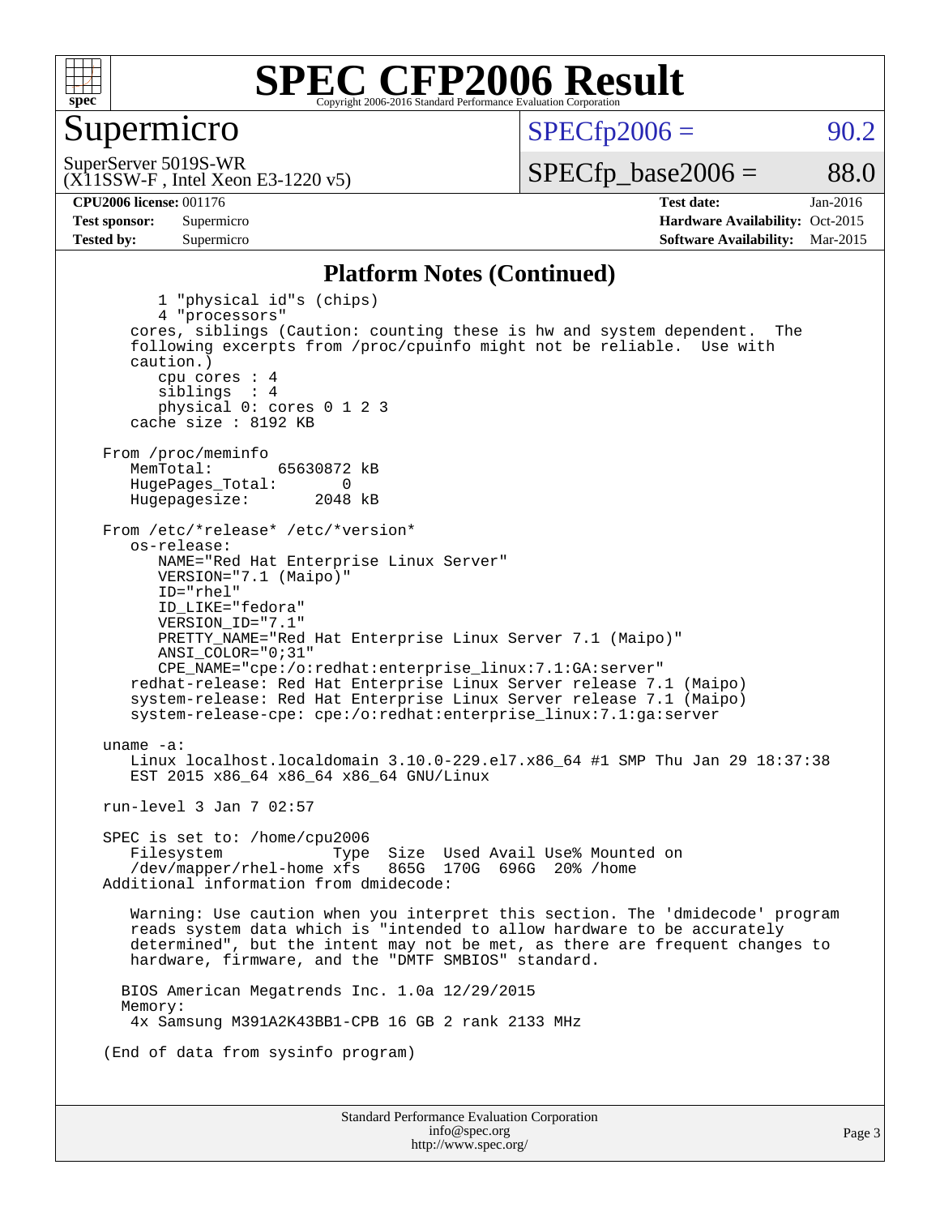## Platform Notes (Continued)

```
        1 "physical id"s (chips)
        4 "processors"
     cores, siblings (Caution: counting these is hw and system dependent.  The
     following excerpts from /proc/cpuinfo might not be reliable.  Use with
     caution.)
        cpu cores : 4
        siblings  : 4
        physical 0: cores 0 1 2 3
     cache size : 8192 KB

  From /proc/meminfo
     MemTotal:       65630872 kB
     HugePages_Total:       0
     Hugepagesize:       2048 kB

  From /etc/*release* /etc/*version*
     os-release:
        NAME="Red Hat Enterprise Linux Server"
        VERSION="7.1 (Maipo)"
        ID="rhel"
        ID_LIKE="fedora"
        VERSION_ID="7.1"
        PRETTY_NAME="Red Hat Enterprise Linux Server 7.1 (Maipo)"
        ANSI_COLOR="0;31"
        CPE_NAME="cpe:/o:redhat:enterprise_linux:7.1:GA:server"
     redhat-release: Red Hat Enterprise Linux Server release 7.1 (Maipo)
     system-release: Red Hat Enterprise Linux Server release 7.1 (Maipo)
     system-release-cpe: cpe:/o:redhat:enterprise_linux:7.1:ga:server

  uname -a:
     Linux localhost.localdomain 3.10.0-229.el7.x86_64 #1 SMP Thu Jan 29 18:37:38
     EST 2015 x86_64 x86_64 x86_64 GNU/Linux

  run-level 3 Jan 7 02:57

  SPEC is set to: /home/cpu2006
     Filesystem             Type  Size  Used Avail Use% Mounted on
     /dev/mapper/rhel-home xfs   865G  170G  696G  20% /home
  Additional information from dmidecode:

     Warning: Use caution when you interpret this section. The 'dmidecode' program
     reads system data which is "intended to allow hardware to be accurately
     determined", but the intent may not be met, as there are frequent changes to
     hardware, firmware, and the "DMTF SMBIOS" standard.

    BIOS American Megatrends Inc. 1.0a 12/29/2015
    Memory:
     4x Samsung M391A2K43BB1-CPB 16 GB 2 rank 2133 MHz

  (End of data from sysinfo program)
```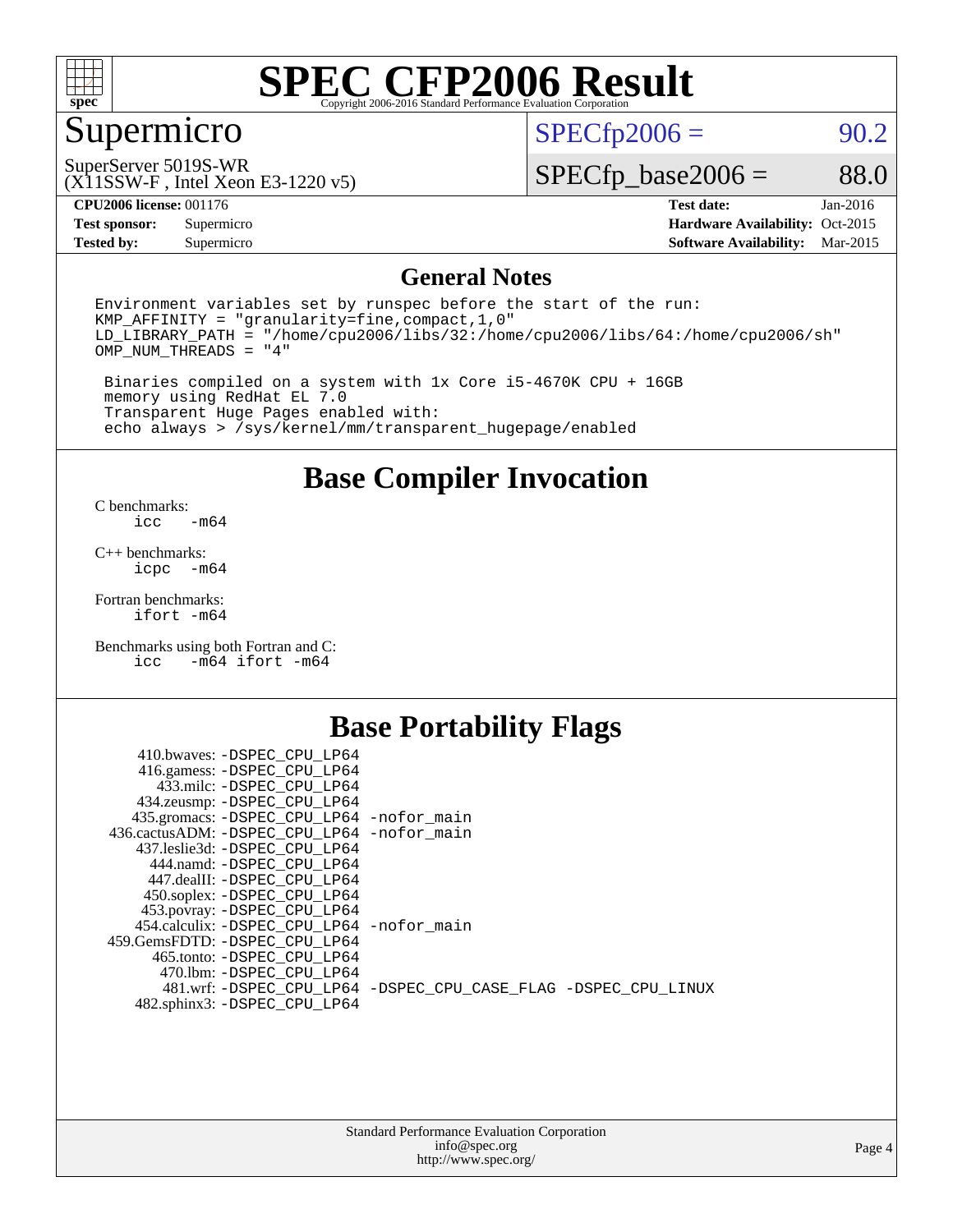# SPEC CFP2006 Result

Copyright 2006-2016 Standard Performance Evaluation Corporation

## Supermicro

SuperServer 5019S-WR
(X11SSW-F , Intel Xeon E3-1220 v5)

SPECfp2006 = 90.2

SPECfp_base2006 = 88.0

| | | | |
|---|---|---|---|
| **CPU2006 license:** | 001176 | **Test date:** | Jan-2016 |
| **Test sponsor:** | Supermicro | **Hardware Availability:** | Oct-2015 |
| **Tested by:** | Supermicro | **Software Availability:** | Mar-2015 |

## General Notes

```
Environment variables set by runspec before the start of the run:
KMP_AFFINITY = "granularity=fine,compact,1,0"
LD_LIBRARY_PATH = "/home/cpu2006/libs/32:/home/cpu2006/libs/64:/home/cpu2006/sh"
OMP_NUM_THREADS = "4"

 Binaries compiled on a system with 1x Core i5-4670K CPU + 16GB
 memory using RedHat EL 7.0
 Transparent Huge Pages enabled with:
 echo always > /sys/kernel/mm/transparent_hugepage/enabled
```

## Base Compiler Invocation

C benchmarks:
```
icc   -m64
```

C++ benchmarks:
```
icpc  -m64
```

Fortran benchmarks:
```
ifort -m64
```

Benchmarks using both Fortran and C:
```
icc   -m64 ifort -m64
```

## Base Portability Flags

```
   410.bwaves: -DSPEC_CPU_LP64
   416.gamess: -DSPEC_CPU_LP64
     433.milc: -DSPEC_CPU_LP64
   434.zeusmp: -DSPEC_CPU_LP64
  435.gromacs: -DSPEC_CPU_LP64 -nofor_main
 436.cactusADM: -DSPEC_CPU_LP64 -nofor_main
  437.leslie3d: -DSPEC_CPU_LP64
     444.namd: -DSPEC_CPU_LP64
   447.dealII: -DSPEC_CPU_LP64
   450.soplex: -DSPEC_CPU_LP64
   453.povray: -DSPEC_CPU_LP64
 454.calculix: -DSPEC_CPU_LP64 -nofor_main
 459.GemsFDTD: -DSPEC_CPU_LP64
    465.tonto: -DSPEC_CPU_LP64
      470.lbm: -DSPEC_CPU_LP64
      481.wrf: -DSPEC_CPU_LP64 -DSPEC_CPU_CASE_FLAG -DSPEC_CPU_LINUX
  482.sphinx3: -DSPEC_CPU_LP64
```

Standard Performance Evaluation Corporation
info@spec.org
http://www.spec.org/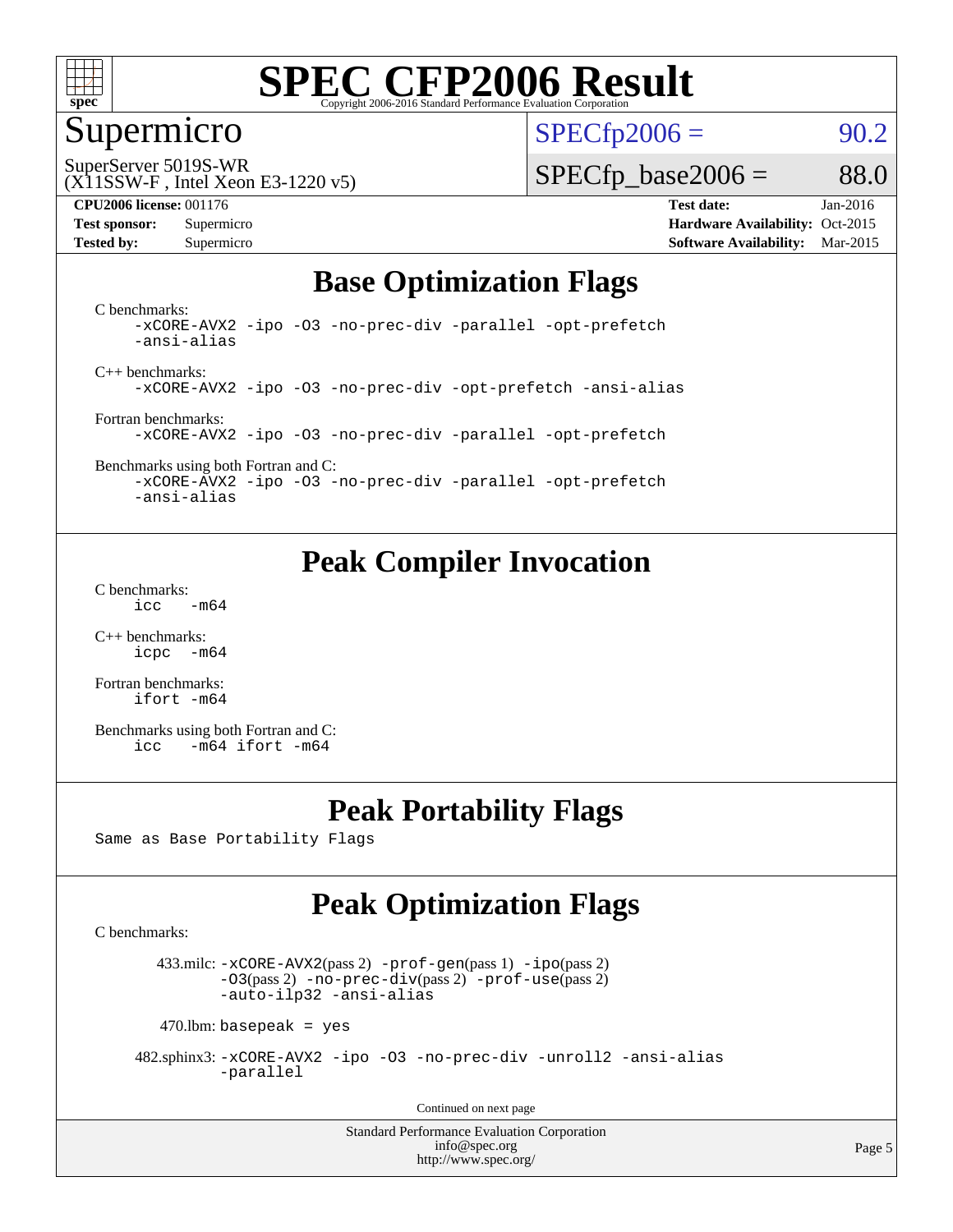# SPEC CFP2006 Result

## Supermicro

SuperServer 5019S-WR
(X11SSW-F , Intel Xeon E3-1220 v5)

SPECfp2006 = 90.2

SPECfp_base2006 = 88.0

| | | | |
|---|---|---|---|
| **CPU2006 license:** 001176 | | **Test date:** | Jan-2016 |
| **Test sponsor:** | Supermicro | **Hardware Availability:** | Oct-2015 |
| **Tested by:** | Supermicro | **Software Availability:** | Mar-2015 |

## Base Optimization Flags

C benchmarks:
```
-xCORE-AVX2 -ipo -O3 -no-prec-div -parallel -opt-prefetch
-ansi-alias
```

C++ benchmarks:
```
-xCORE-AVX2 -ipo -O3 -no-prec-div -opt-prefetch -ansi-alias
```

Fortran benchmarks:
```
-xCORE-AVX2 -ipo -O3 -no-prec-div -parallel -opt-prefetch
```

Benchmarks using both Fortran and C:
```
-xCORE-AVX2 -ipo -O3 -no-prec-div -parallel -opt-prefetch
-ansi-alias
```

## Peak Compiler Invocation

C benchmarks:
```
icc   -m64
```

C++ benchmarks:
```
icpc  -m64
```

Fortran benchmarks:
```
ifort -m64
```

Benchmarks using both Fortran and C:
```
icc   -m64 ifort -m64
```

## Peak Portability Flags

Same as Base Portability Flags

## Peak Optimization Flags

C benchmarks:

433.milc: -xCORE-AVX2(pass 2) -prof-gen(pass 1) -ipo(pass 2) -O3(pass 2) -no-prec-div(pass 2) -prof-use(pass 2) -auto-ilp32 -ansi-alias

470.lbm: basepeak = yes

482.sphinx3: -xCORE-AVX2 -ipo -O3 -no-prec-div -unroll2 -ansi-alias -parallel

Continued on next page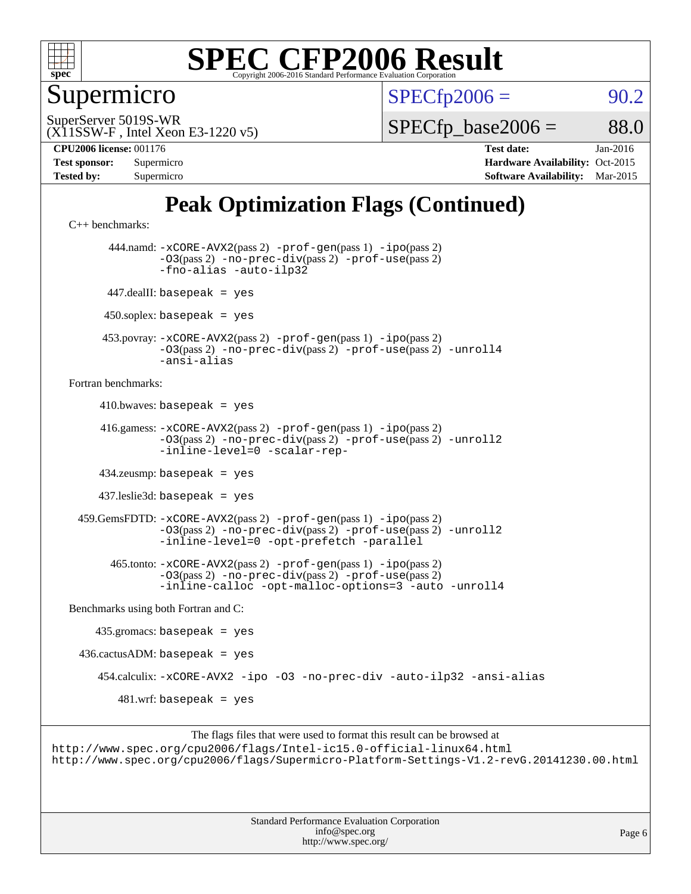# Peak Optimization Flags (Continued)

C++ benchmarks:

444.namd: `-xCORE-AVX2`(pass 2) `-prof-gen`(pass 1) `-ipo`(pass 2) `-O3`(pass 2) `-no-prec-div`(pass 2) `-prof-use`(pass 2) `-fno-alias` `-auto-ilp32`

447.dealII: `basepeak = yes`

450.soplex: `basepeak = yes`

453.povray: `-xCORE-AVX2`(pass 2) `-prof-gen`(pass 1) `-ipo`(pass 2) `-O3`(pass 2) `-no-prec-div`(pass 2) `-prof-use`(pass 2) `-unroll4` `-ansi-alias`

Fortran benchmarks:

410.bwaves: `basepeak = yes`

416.gamess: `-xCORE-AVX2`(pass 2) `-prof-gen`(pass 1) `-ipo`(pass 2) `-O3`(pass 2) `-no-prec-div`(pass 2) `-prof-use`(pass 2) `-unroll2` `-inline-level=0` `-scalar-rep-`

434.zeusmp: `basepeak = yes`

437.leslie3d: `basepeak = yes`

459.GemsFDTD: `-xCORE-AVX2`(pass 2) `-prof-gen`(pass 1) `-ipo`(pass 2) `-O3`(pass 2) `-no-prec-div`(pass 2) `-prof-use`(pass 2) `-unroll2` `-inline-level=0` `-opt-prefetch` `-parallel`

465.tonto: `-xCORE-AVX2`(pass 2) `-prof-gen`(pass 1) `-ipo`(pass 2) `-O3`(pass 2) `-no-prec-div`(pass 2) `-prof-use`(pass 2) `-inline-calloc` `-opt-malloc-options=3` `-auto` `-unroll4`

Benchmarks using both Fortran and C:

435.gromacs: `basepeak = yes`

436.cactusADM: `basepeak = yes`

454.calculix: `-xCORE-AVX2` `-ipo` `-O3` `-no-prec-div` `-auto-ilp32` `-ansi-alias`

481.wrf: `basepeak = yes`

The flags files that were used to format this result can be browsed at
http://www.spec.org/cpu2006/flags/Intel-ic15.0-official-linux64.html
http://www.spec.org/cpu2006/flags/Supermicro-Platform-Settings-V1.2-revG.20141230.00.html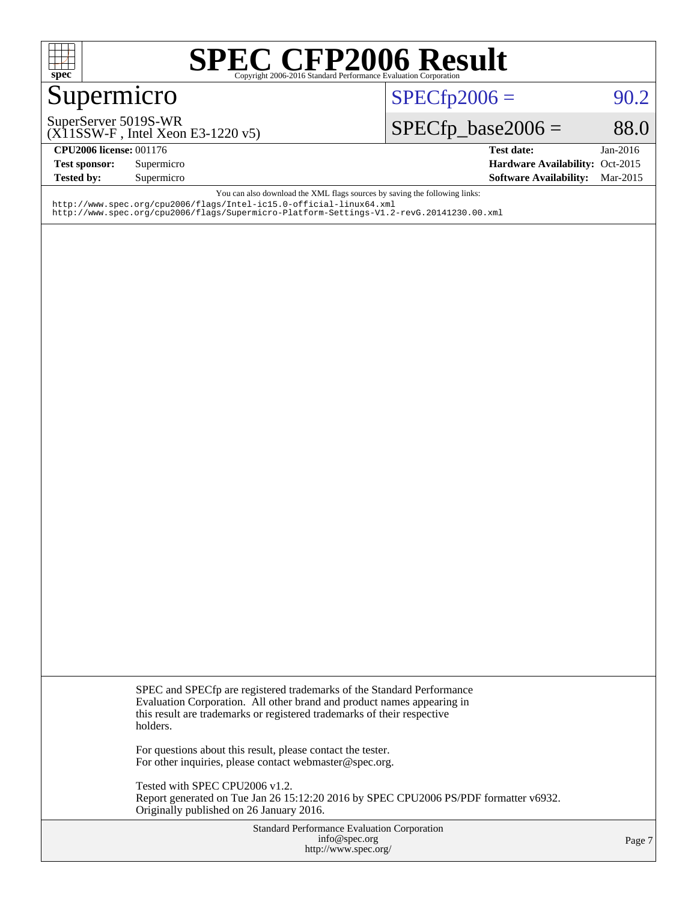# SPEC CFP2006 Result

Copyright 2006-2016 Standard Performance Evaluation Corporation

## Supermicro

SuperServer 5019S-WR
(X11SSW-F , Intel Xeon E3-1220 v5)

SPECfp2006 = 90.2

SPECfp_base2006 = 88.0

**CPU2006 license:** 001176
**Test sponsor:** Supermicro
**Tested by:** Supermicro

**Test date:** Jan-2016
**Hardware Availability:** Oct-2015
**Software Availability:** Mar-2015

You can also download the XML flags sources by saving the following links:

```
http://www.spec.org/cpu2006/flags/Intel-ic15.0-official-linux64.xml
http://www.spec.org/cpu2006/flags/Supermicro-Platform-Settings-V1.2-revG.20141230.00.xml
```

SPEC and SPECfp are registered trademarks of the Standard Performance Evaluation Corporation. All other brand and product names appearing in this result are trademarks or registered trademarks of their respective holders.

For questions about this result, please contact the tester.
For other inquiries, please contact webmaster@spec.org.

Tested with SPEC CPU2006 v1.2.
Report generated on Tue Jan 26 15:12:20 2016 by SPEC CPU2006 PS/PDF formatter v6932.
Originally published on 26 January 2016.

Standard Performance Evaluation Corporation
info@spec.org
http://www.spec.org/